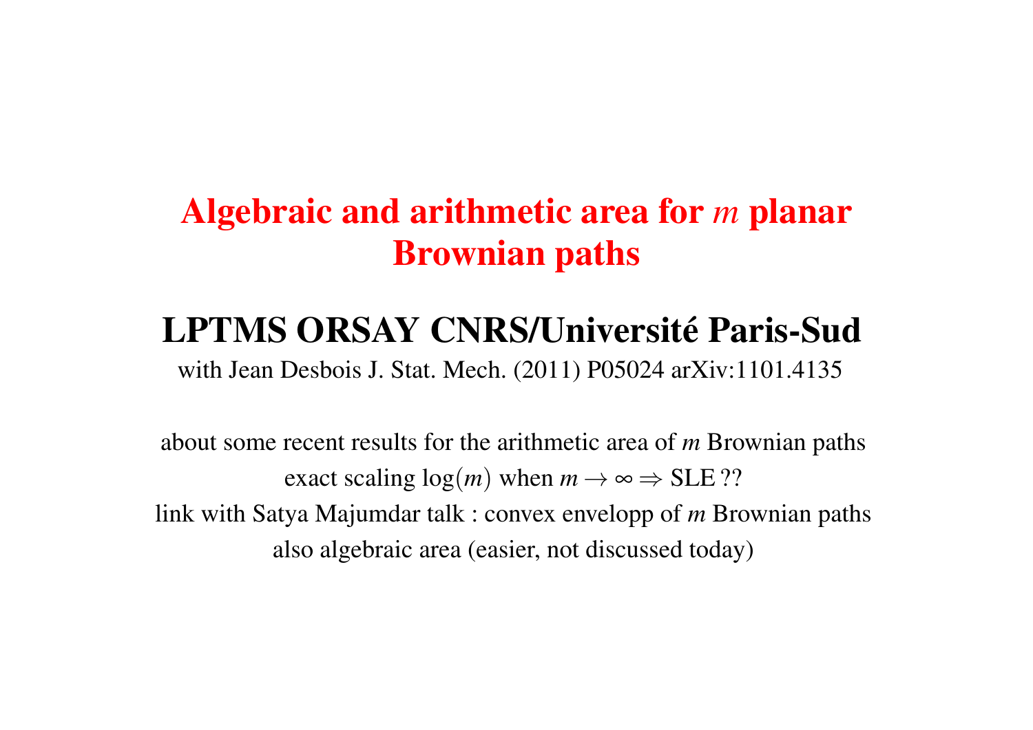# Algebraic and arithmetic area for $m$ planar Brownian paths

## LPTMS ORSAY CNRS/Université Paris-Sud

with Jean Desbois J. Stat. Mech. (2011) P05024 arXiv:1101.4135

about some recent results for the arithmetic area of $m$ Brownian paths

exact scaling $\log(m)$ when $m \to \infty \Rightarrow$ SLE ??

link with Satya Majumdar talk : convex envelopp of $m$ Brownian paths

also algebraic area (easier, not discussed today)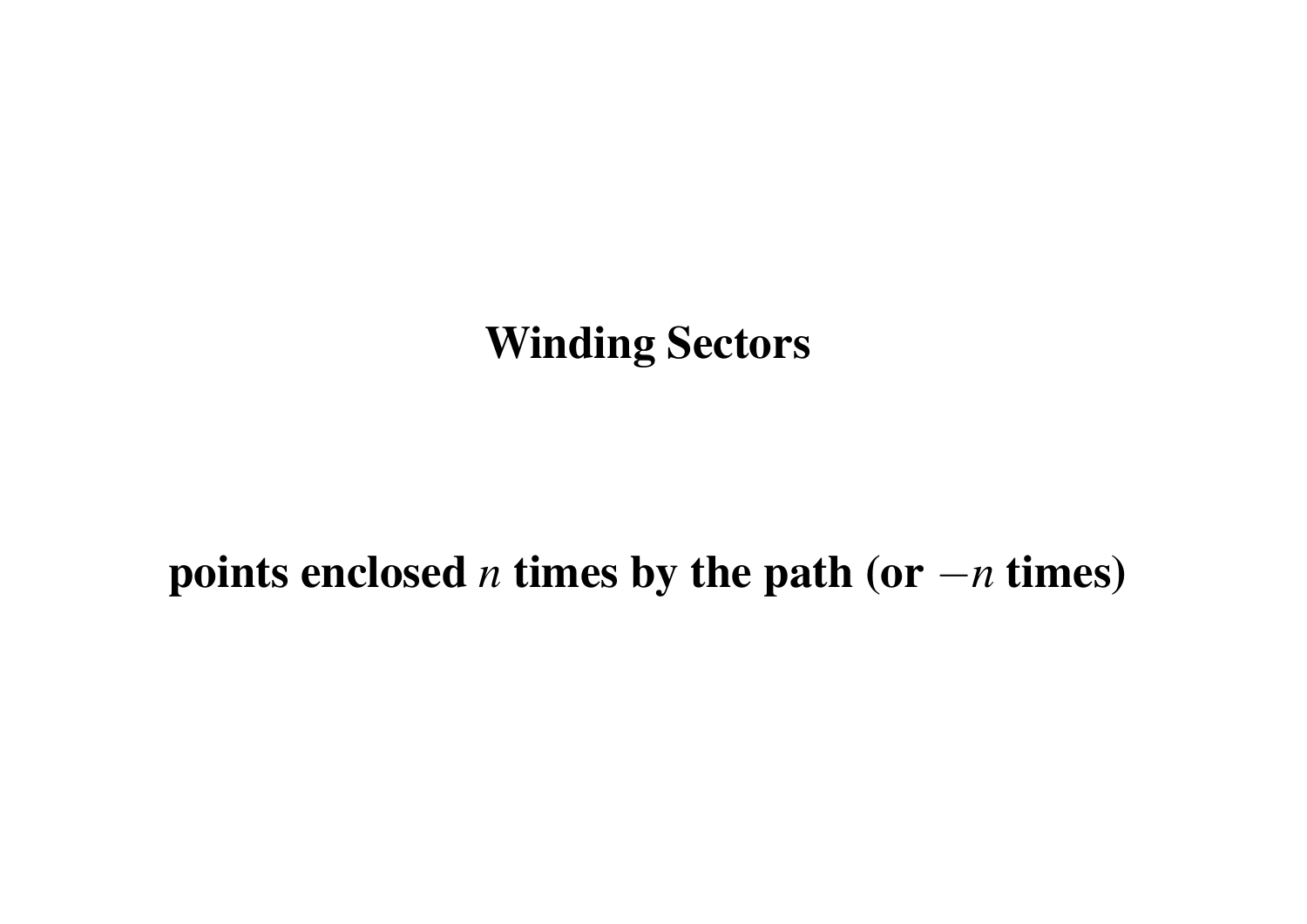# Winding Sectors

**points enclosed $n$ times by the path (or $-n$ times)**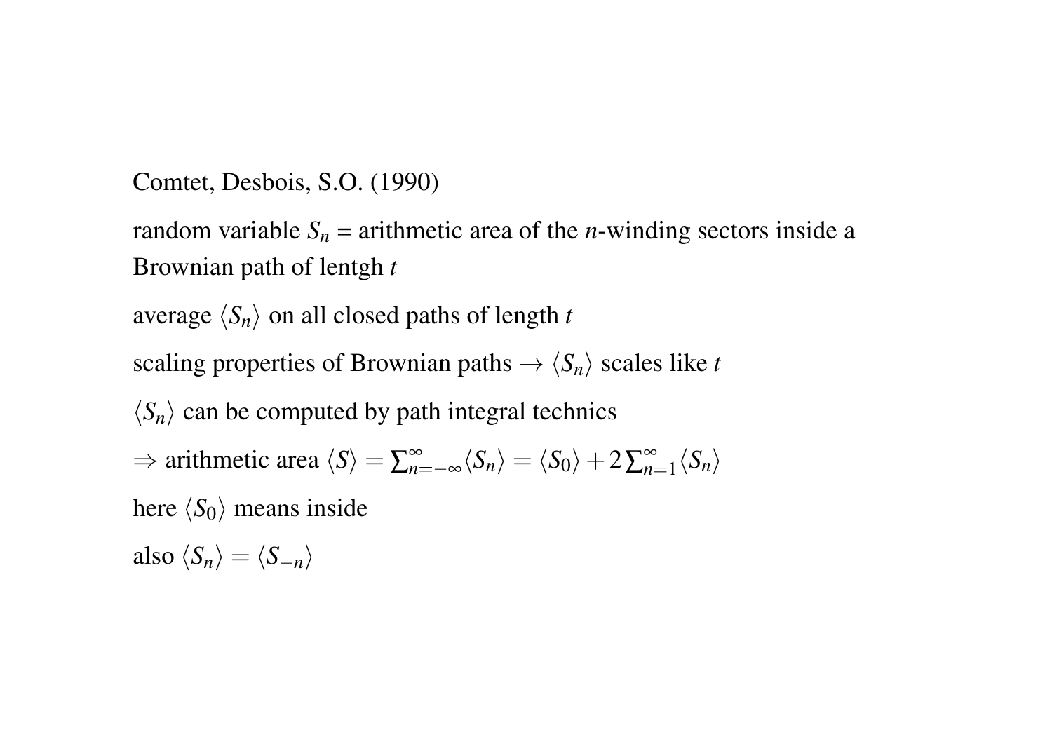Comtet, Desbois, S.O. (1990)

random variable $S_n$ = arithmetic area of the $n$-winding sectors inside a Brownian path of lentgh $t$

average $\langle S_n \rangle$ on all closed paths of length $t$

scaling properties of Brownian paths $\rightarrow$ $\langle S_n \rangle$ scales like $t$

$\langle S_n \rangle$ can be computed by path integral technics

$\Rightarrow$ arithmetic area $\langle S \rangle = \sum_{n=-\infty}^{\infty} \langle S_n \rangle = \langle S_0 \rangle + 2\sum_{n=1}^{\infty} \langle S_n \rangle$

here $\langle S_0 \rangle$ means inside

also $\langle S_n \rangle = \langle S_{-n} \rangle$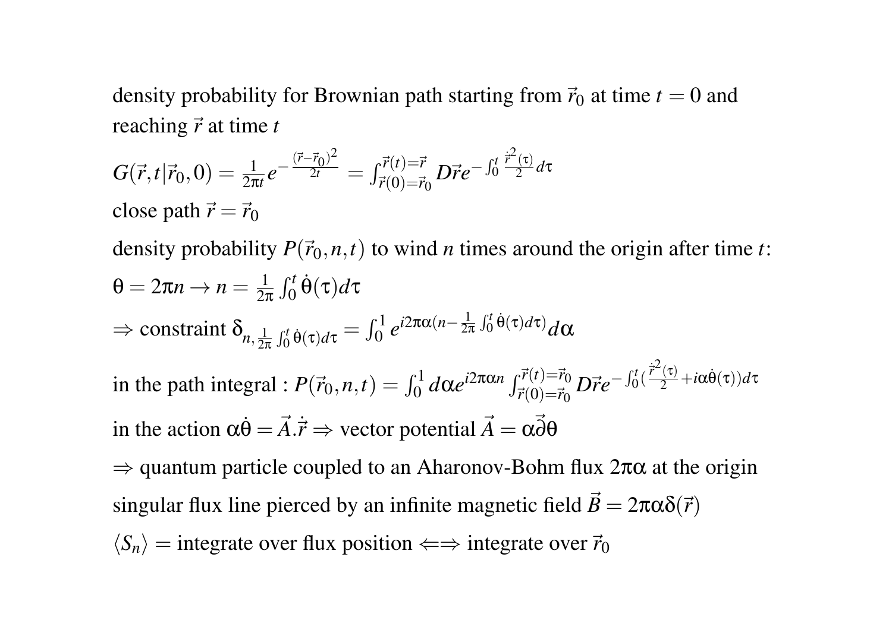density probability for Brownian path starting from $\vec{r}_0$ at time $t = 0$ and reaching $\vec{r}$ at time $t$

$G(\vec{r},t|\vec{r}_0,0) = \frac{1}{2\pi t} e^{-\frac{(\vec{r}-\vec{r}_0)^2}{2t}} = \int_{\vec{r}(0)=\vec{r}_0}^{\vec{r}(t)=\vec{r}} D\vec{r} e^{-\int_0^t \frac{\dot{\vec{r}}^2(\tau)}{2} d\tau}$

close path $\vec{r} = \vec{r}_0$

density probability $P(\vec{r}_0,n,t)$ to wind $n$ times around the origin after time $t$:

$\theta = 2\pi n \rightarrow n = \frac{1}{2\pi} \int_0^t \dot{\theta}(\tau) d\tau$

$\Rightarrow$ constraint $\delta_{n,\frac{1}{2\pi}\int_0^t \dot{\theta}(\tau)d\tau} = \int_0^1 e^{i2\pi\alpha(n - \frac{1}{2\pi}\int_0^t \dot{\theta}(\tau)d\tau)} d\alpha$

in the path integral : $P(\vec{r}_0,n,t) = \int_0^1 d\alpha e^{i2\pi\alpha n} \int_{\vec{r}(0)=\vec{r}_0}^{\vec{r}(t)=\vec{r}_0} D\vec{r} e^{-\int_0^t (\frac{\dot{\vec{r}}^2(\tau)}{2} + i\alpha\dot{\theta}(\tau))d\tau}$

in the action $\alpha\dot{\theta} = \vec{A}.\dot{\vec{r}} \Rightarrow$ vector potential $\vec{A} = \alpha\vec{\partial}\theta$

$\Rightarrow$ quantum particle coupled to an Aharonov-Bohm flux $2\pi\alpha$ at the origin

singular flux line pierced by an infinite magnetic field $\vec{B} = 2\pi\alpha\delta(\vec{r})$

$\langle S_n \rangle =$ integrate over flux position $\Longleftrightarrow$ integrate over $\vec{r}_0$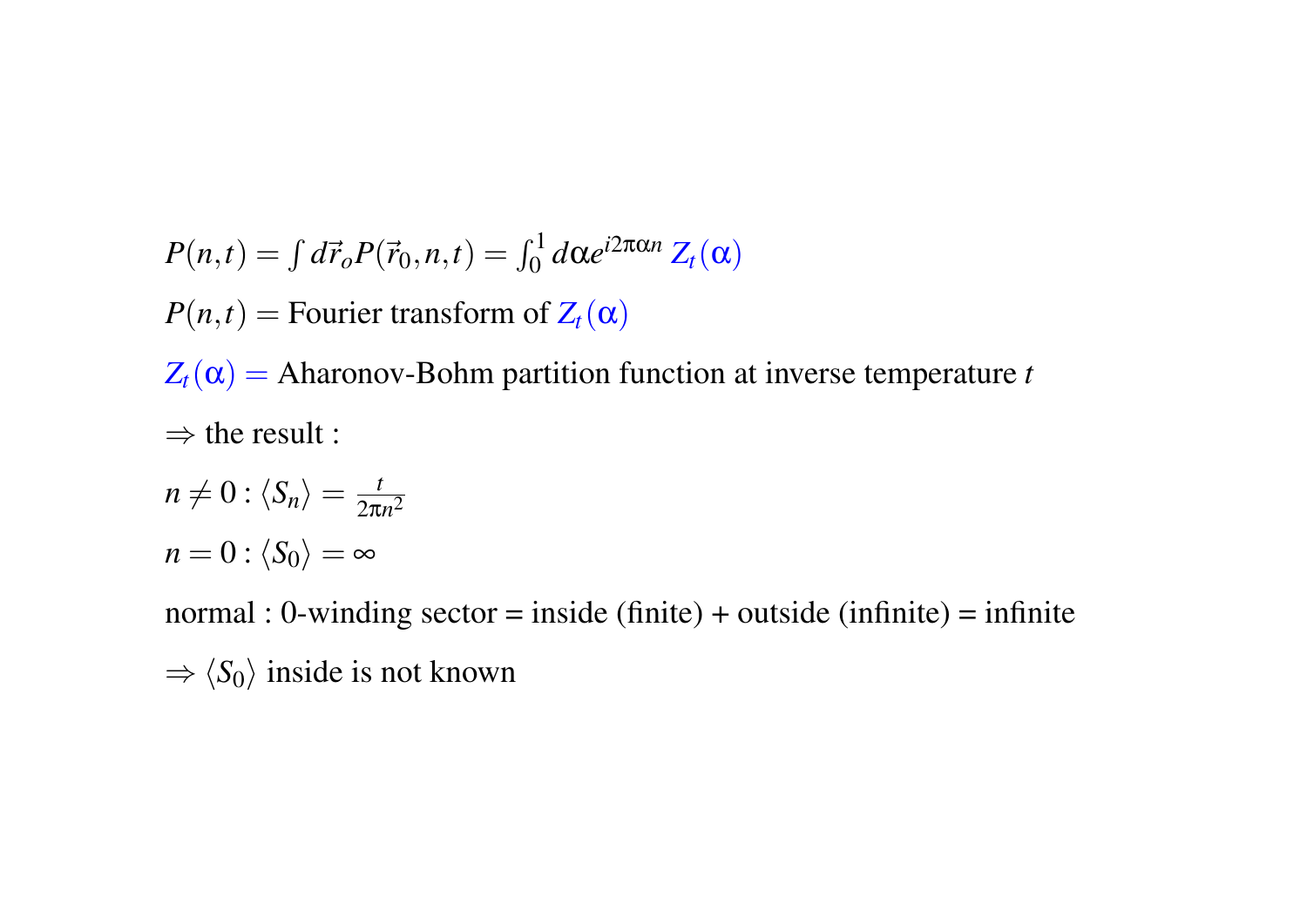$P(n,t) = \int d\vec{r}_o P(\vec{r}_0, n, t) = \int_0^1 d\alpha e^{i2\pi\alpha n} Z_t(\alpha)$

$P(n,t) =$ Fourier transform of $Z_t(\alpha)$

$Z_t(\alpha) =$ Aharonov-Bohm partition function at inverse temperature $t$

$\Rightarrow$ the result :

$n \neq 0 : \langle S_n \rangle = \frac{t}{2\pi n^2}$

$n = 0 : \langle S_0 \rangle = \infty$

normal : 0-winding sector = inside (finite) + outside (infinite) = infinite

$\Rightarrow \langle S_0 \rangle$ inside is not known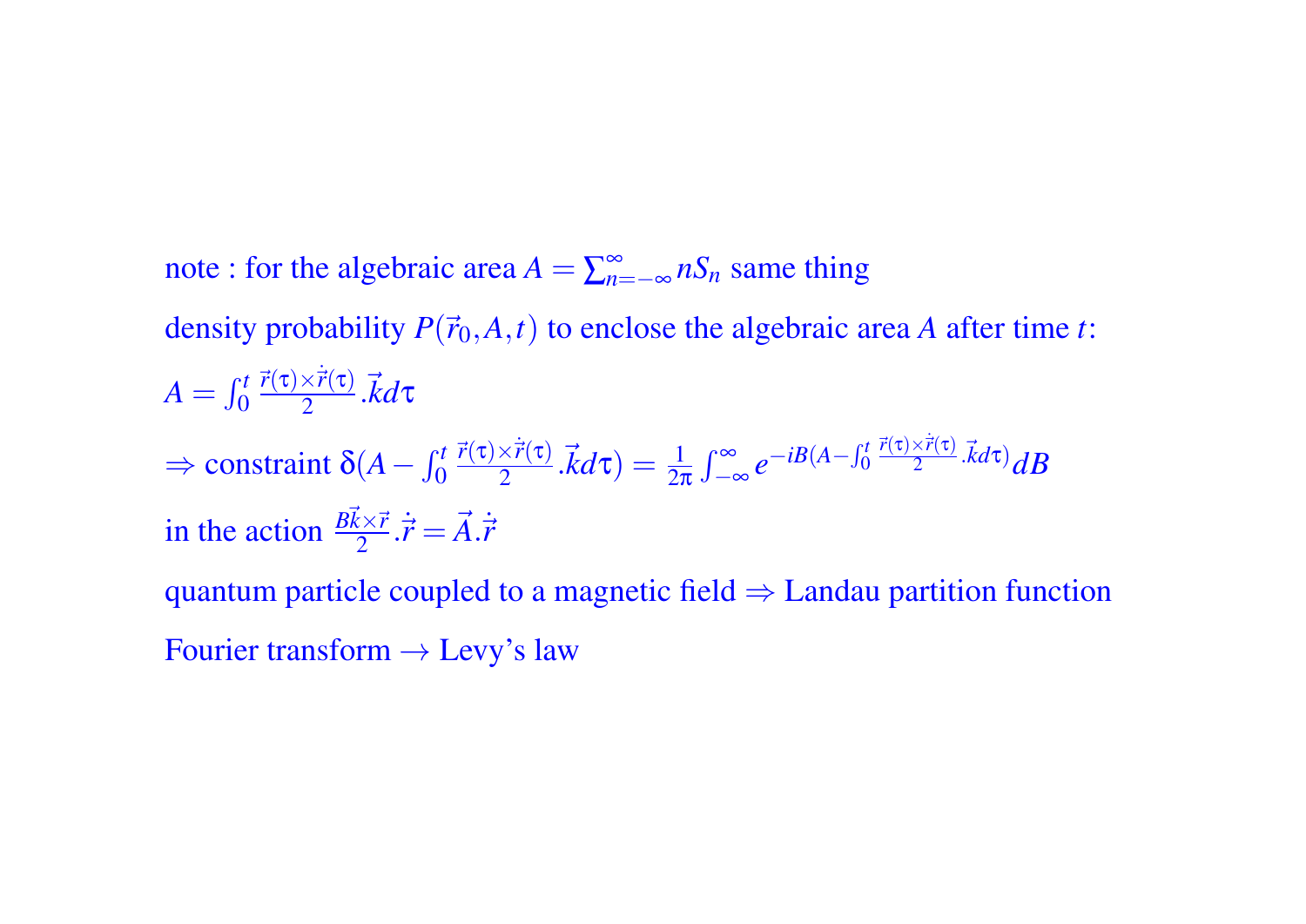note : for the algebraic area $A = \sum_{n=-\infty}^{\infty} nS_n$ same thing

density probability $P(\vec{r}_0, A, t)$ to enclose the algebraic area $A$ after time $t$:

$A = \int_0^t \frac{\vec{r}(\tau)\times\dot{\vec{r}}(\tau)}{2}.\vec{k}d\tau$

$\Rightarrow$ constraint $\delta(A - \int_0^t \frac{\vec{r}(\tau)\times\dot{\vec{r}}(\tau)}{2}.\vec{k}d\tau) = \frac{1}{2\pi}\int_{-\infty}^{\infty} e^{-iB(A-\int_0^t \frac{\vec{r}(\tau)\times\dot{\vec{r}}(\tau)}{2}.\vec{k}d\tau)}dB$

in the action $\frac{B\vec{k}\times\vec{r}}{2}.\dot{\vec{r}} = \vec{A}.\dot{\vec{r}}$

quantum particle coupled to a magnetic field $\Rightarrow$ Landau partition function

Fourier transform $\rightarrow$ Levy's law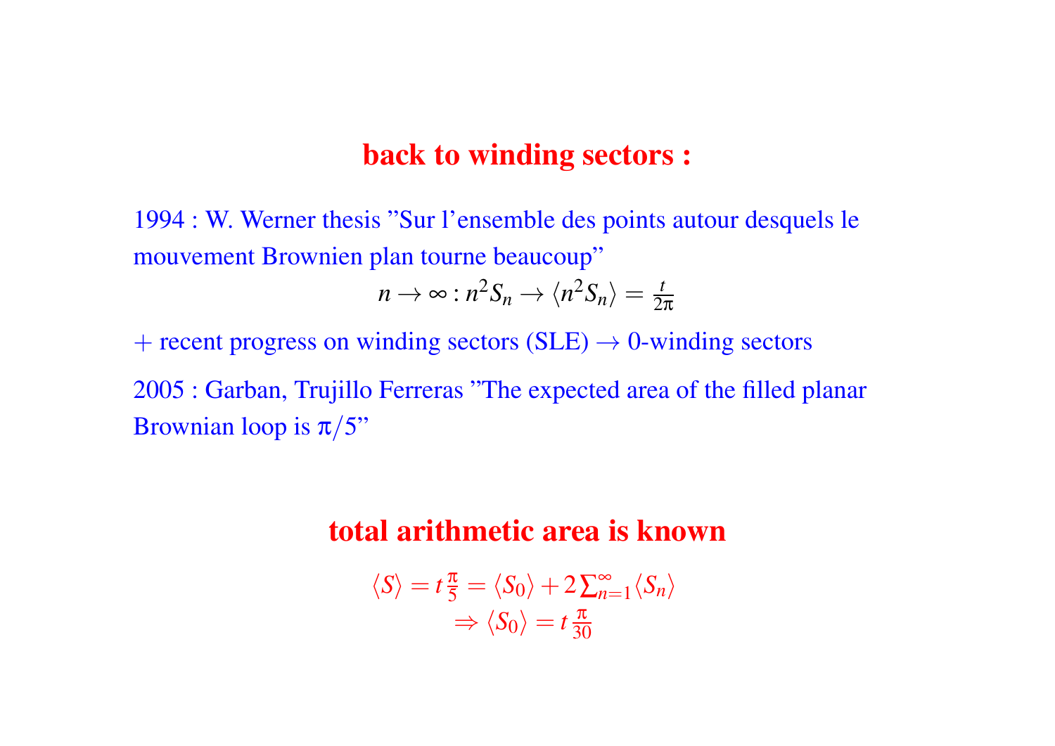## back to winding sectors :

1994 : W. Werner thesis ”Sur l’ensemble des points autour desquels le mouvement Brownien plan tourne beaucoup”

$$n \to \infty : n^2 S_n \to \langle n^2 S_n \rangle = \frac{t}{2\pi}$$

+ recent progress on winding sectors (SLE) → 0-winding sectors

2005 : Garban, Trujillo Ferreras ”The expected area of the filled planar Brownian loop is $\pi/5$”

## total arithmetic area is known

$$\langle S \rangle = t\,\frac{\pi}{5} = \langle S_0 \rangle + 2\sum_{n=1}^{\infty} \langle S_n \rangle$$

$$\Rightarrow \langle S_0 \rangle = t\,\frac{\pi}{30}$$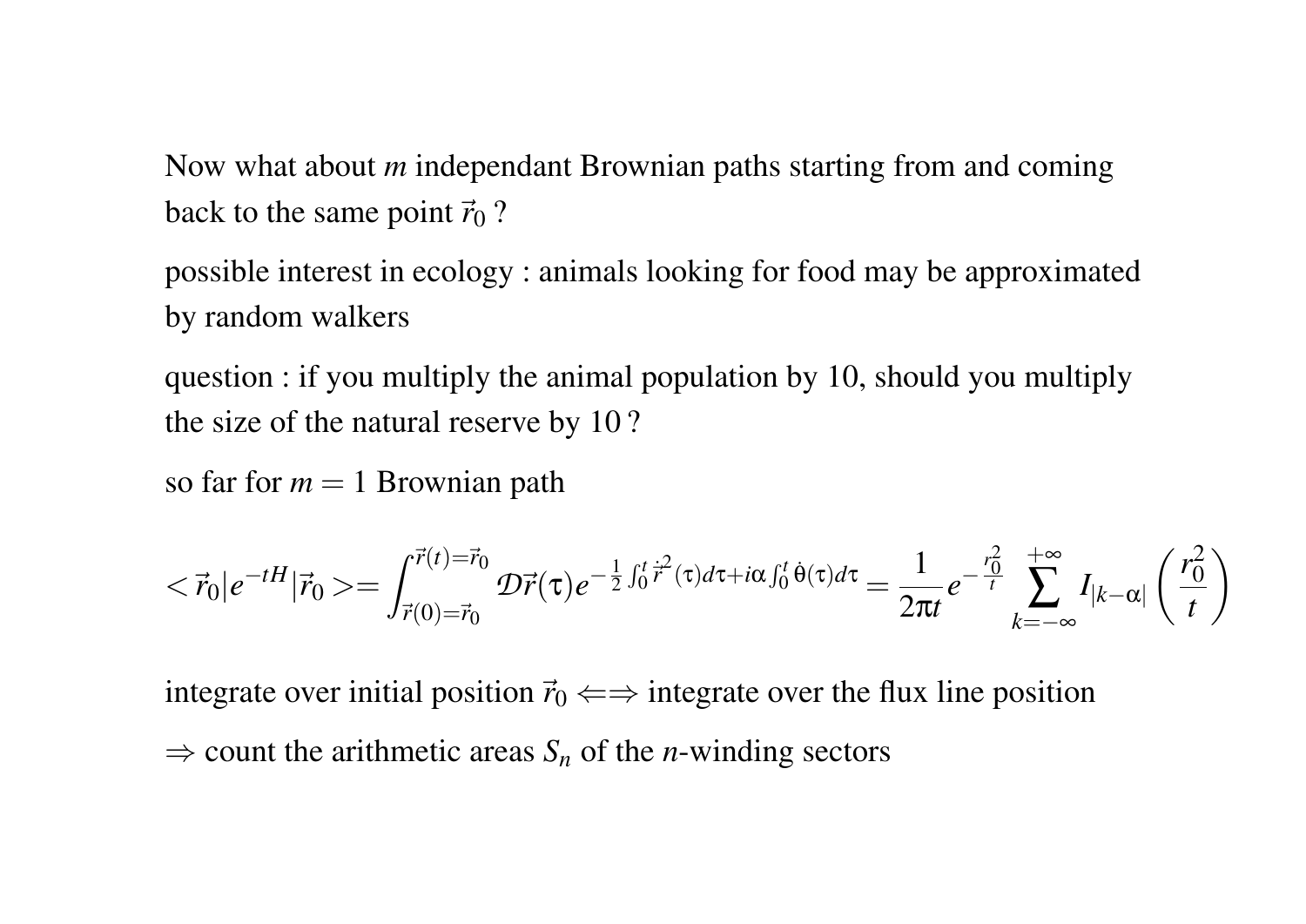Now what about $m$ independant Brownian paths starting from and coming back to the same point $\vec{r}_0$ ?

possible interest in ecology : animals looking for food may be approximated by random walkers

question : if you multiply the animal population by 10, should you multiply the size of the natural reserve by 10 ?

so far for $m = 1$ Brownian path

$$< \vec{r}_0 | e^{-tH} | \vec{r}_0 >= \int_{\vec{r}(0)=\vec{r}_0}^{\vec{r}(t)=\vec{r}_0} \mathcal{D}\vec{r}(\tau) e^{-\frac{1}{2}\int_0^t \dot{\vec{r}}^2(\tau)d\tau + i\alpha\int_0^t \dot{\theta}(\tau)d\tau} = \frac{1}{2\pi t} e^{-\frac{r_0^2}{t}} \sum_{k=-\infty}^{+\infty} I_{|k-\alpha|}\left(\frac{r_0^2}{t}\right)$$

integrate over initial position $\vec{r}_0 \Longleftrightarrow$ integrate over the flux line position

$\Rightarrow$ count the arithmetic areas $S_n$ of the $n$-winding sectors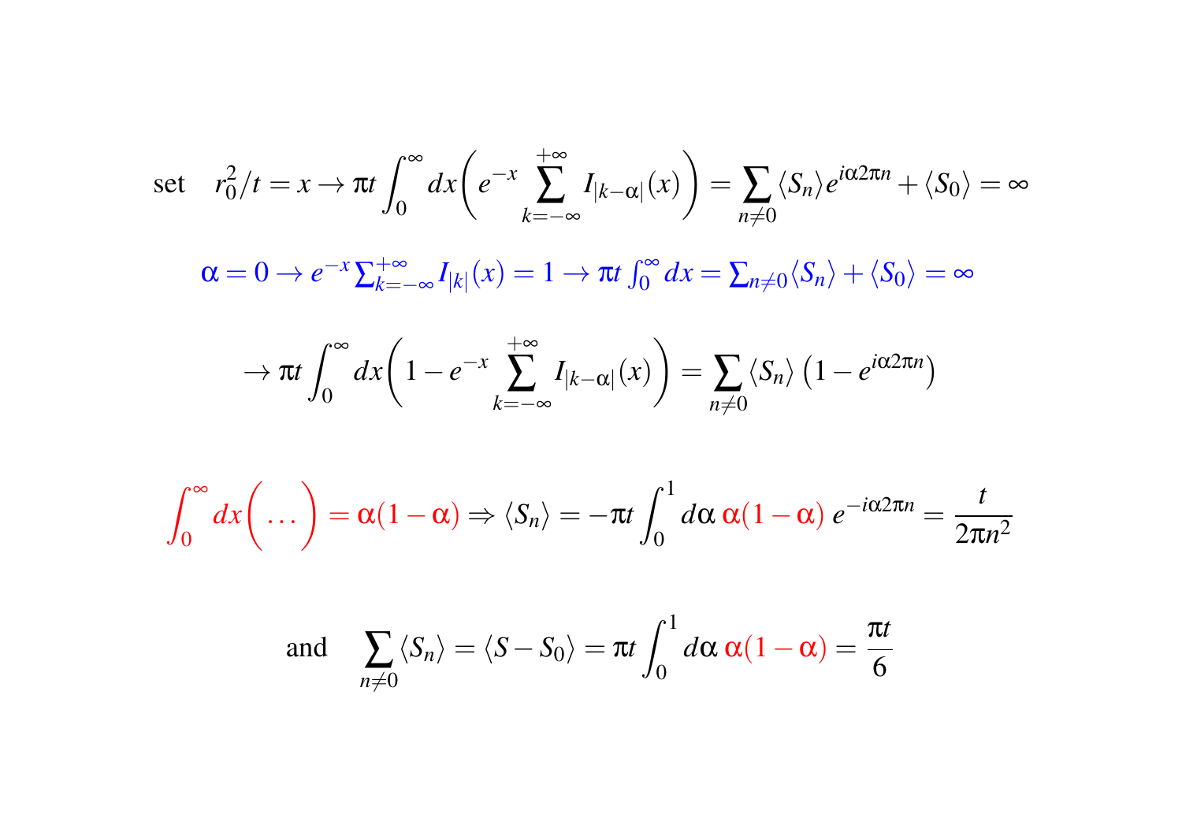set $\quad r_0^2/t = x \to \pi t \int_0^{\infty} dx \left( e^{-x} \sum_{k=-\infty}^{+\infty} I_{|k-\alpha|}(x) \right) = \sum_{n \neq 0} \langle S_n \rangle e^{i\alpha 2\pi n} + \langle S_0 \rangle = \infty$

$$\alpha = 0 \to e^{-x} \sum_{k=-\infty}^{+\infty} I_{|k|}(x) = 1 \to \pi t \int_0^{\infty} dx = \sum_{n \neq 0} \langle S_n \rangle + \langle S_0 \rangle = \infty$$

$$\to \pi t \int_0^{\infty} dx \left( 1 - e^{-x} \sum_{k=-\infty}^{+\infty} I_{|k-\alpha|}(x) \right) = \sum_{n \neq 0} \langle S_n \rangle \left( 1 - e^{i\alpha 2\pi n} \right)$$

$$\int_0^{\infty} dx \left( \ldots \right) = \alpha(1-\alpha) \Rightarrow \langle S_n \rangle = -\pi t \int_0^1 d\alpha \, \alpha(1-\alpha) \, e^{-i\alpha 2\pi n} = \frac{t}{2\pi n^2}$$

and $\quad \sum_{n \neq 0} \langle S_n \rangle = \langle S - S_0 \rangle = \pi t \int_0^1 d\alpha \, \alpha(1-\alpha) = \frac{\pi t}{6}$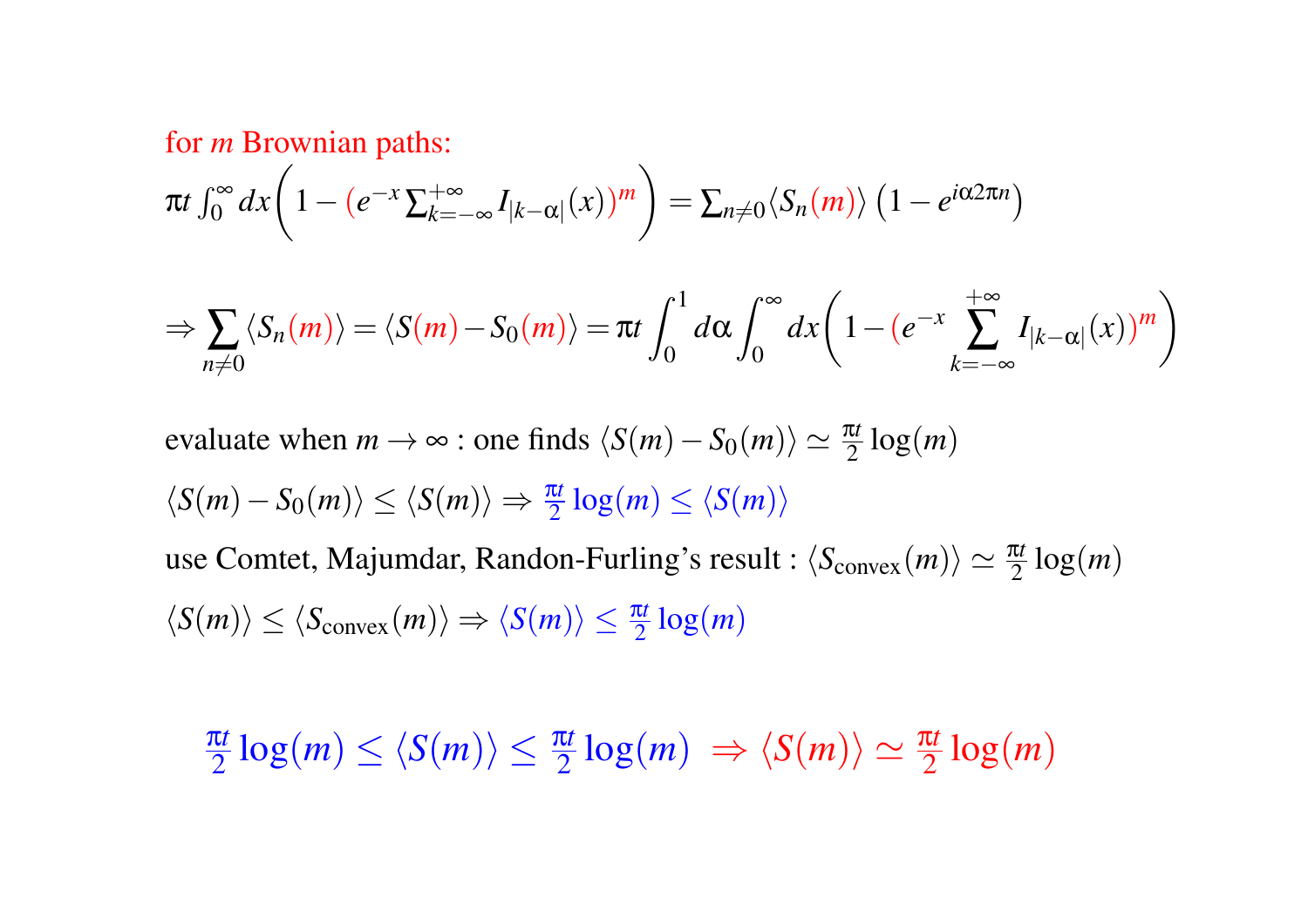for $m$ Brownian paths:

$$\pi t \int_0^\infty dx \left( 1 - \left(e^{-x} \sum_{k=-\infty}^{+\infty} I_{|k-\alpha|}(x)\right)^m \right) = \sum_{n \neq 0} \langle S_n(m) \rangle \left(1 - e^{i\alpha 2\pi n}\right)$$

$$\Rightarrow \sum_{n \neq 0} \langle S_n(m) \rangle = \langle S(m) - S_0(m) \rangle = \pi t \int_0^1 d\alpha \int_0^\infty dx \left( 1 - \left(e^{-x} \sum_{k=-\infty}^{+\infty} I_{|k-\alpha|}(x)\right)^m \right)$$

evaluate when $m \to \infty$ : one finds $\langle S(m) - S_0(m) \rangle \simeq \frac{\pi t}{2} \log(m)$

$\langle S(m) - S_0(m) \rangle \leq \langle S(m) \rangle \Rightarrow \frac{\pi t}{2} \log(m) \leq \langle S(m) \rangle$

use Comtet, Majumdar, Randon-Furling's result : $\langle S_{\text{convex}}(m) \rangle \simeq \frac{\pi t}{2} \log(m)$

$\langle S(m) \rangle \leq \langle S_{\text{convex}}(m) \rangle \Rightarrow \langle S(m) \rangle \leq \frac{\pi t}{2} \log(m)$

$$\frac{\pi t}{2} \log(m) \leq \langle S(m) \rangle \leq \frac{\pi t}{2} \log(m) \;\; \Rightarrow \langle S(m) \rangle \simeq \frac{\pi t}{2} \log(m)$$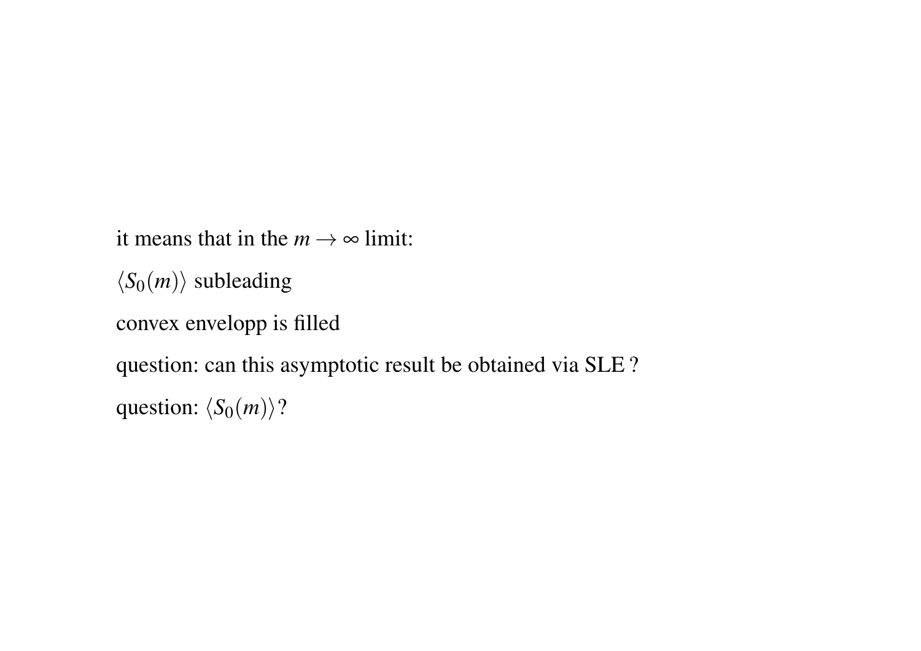it means that in the $m \to \infty$ limit:

$\langle S_0(m) \rangle$ subleading

convex envelopp is filled

question: can this asymptotic result be obtained via SLE ?

question: $\langle S_0(m) \rangle$ ?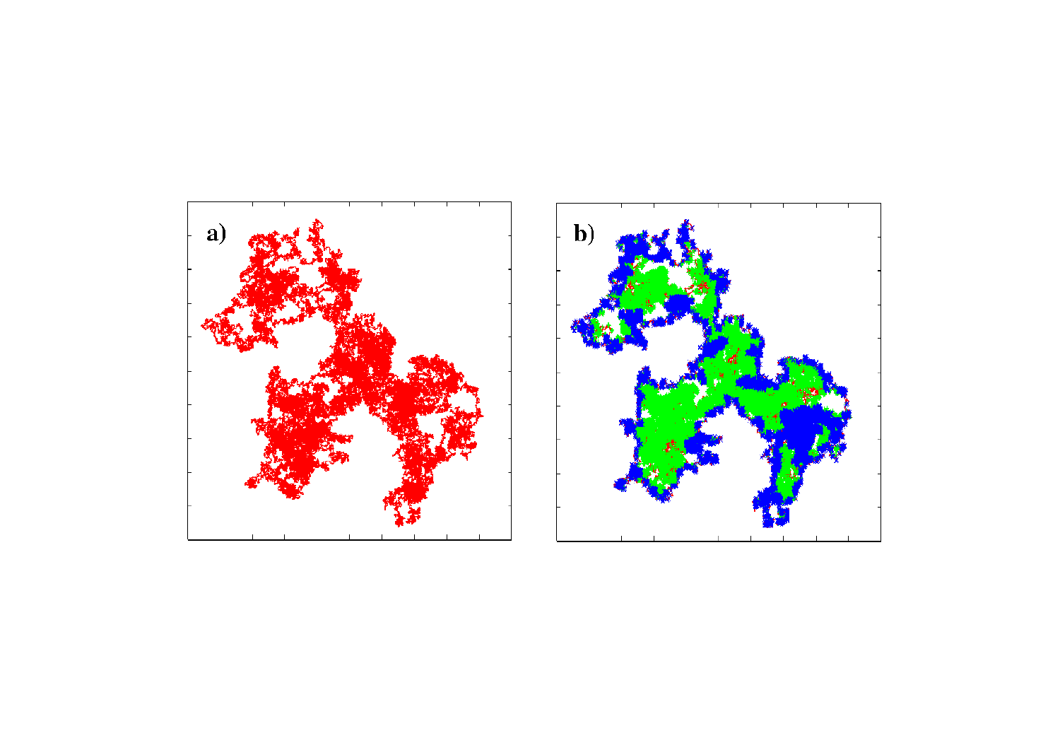a)

b)